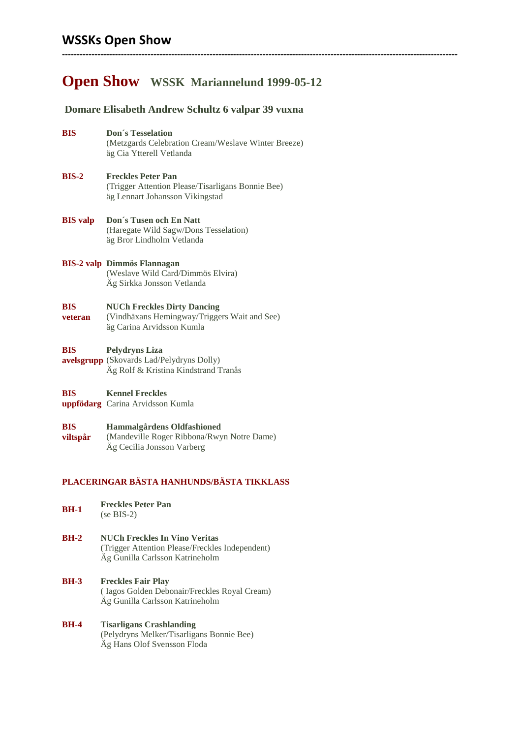## WSSKs Open Show

---

# Open Show WSSK Mariannelund 1999-05-12

### Domare Elisabeth Andrew Schultz 6 valpar 39 vuxna

**BIS** **Don´s Tesselation**
(Metzgards Celebration Cream/Weslave Winter Breeze)
äg Cia Ytterell Vetlanda

**BIS-2** **Freckles Peter Pan**
(Trigger Attention Please/Tisarligans Bonnie Bee)
äg Lennart Johansson Vikingstad

**BIS valp** **Don´s Tusen och En Natt**
(Haregate Wild Sagw/Dons Tesselation)
äg Bror Lindholm Vetlanda

**BIS-2 valp** **Dimmös Flannagan**
(Weslave Wild Card/Dimmös Elvira)
Äg Sirkka Jonsson Vetlanda

**BIS veteran** **NUCh Freckles Dirty Dancing**
(Vindhäxans Hemingway/Triggers Wait and See)
äg Carina Arvidsson Kumla

**BIS avelsgrupp** **Pelydryns Liza**
(Skovards Lad/Pelydryns Dolly)
Äg Rolf & Kristina Kindstrand Tranås

**BIS uppfödarg** **Kennel Freckles**
Carina Arvidsson Kumla

**BIS viltspår** **Hammalgårdens Oldfashioned**
(Mandeville Roger Ribbona/Rwyn Notre Dame)
Äg Cecilia Jonsson Varberg

#### PLACERINGAR BÄSTA HANHUNDS/BÄSTA TIKKLASS

**BH-1** **Freckles Peter Pan**
(se BIS-2)

**BH-2** **NUCh Freckles In Vino Veritas**
(Trigger Attention Please/Freckles Independent)
Äg Gunilla Carlsson Katrineholm

**BH-3** **Freckles Fair Play**
( Iagos Golden Debonair/Freckles Royal Cream)
Äg Gunilla Carlsson Katrineholm

**BH-4** **Tisarligans Crashlanding**
(Pelydryns Melker/Tisarligans Bonnie Bee)
Äg Hans Olof Svensson Floda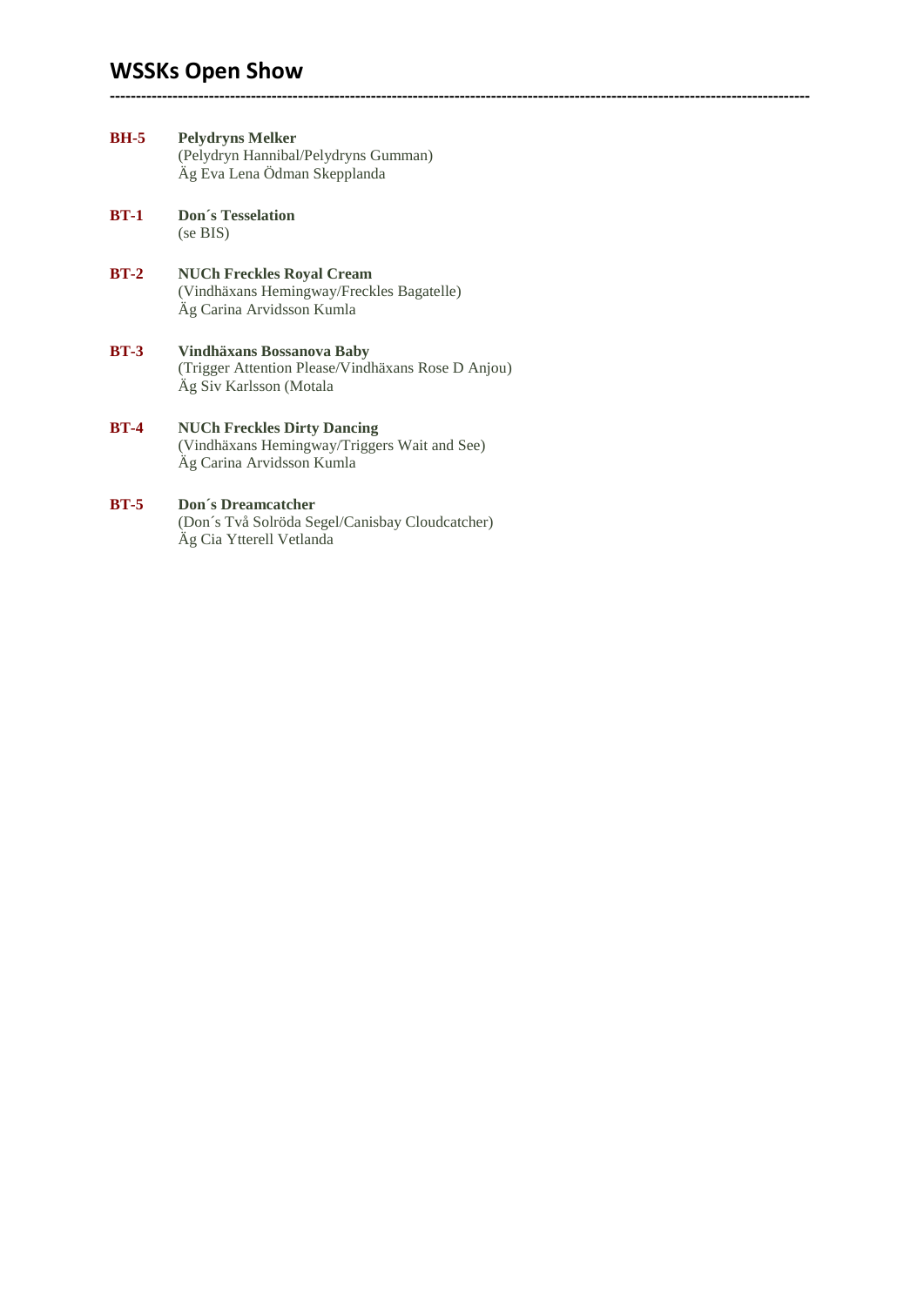# WSSKs Open Show

---

**BH-5** **Pelydryns Melker**
(Pelydryn Hannibal/Pelydryns Gumman)
Äg Eva Lena Ödman Skepplanda

**BT-1** **Don´s Tesselation**
(se BIS)

**BT-2** **NUCh Freckles Royal Cream**
(Vindhäxans Hemingway/Freckles Bagatelle)
Äg Carina Arvidsson Kumla

**BT-3** **Vindhäxans Bossanova Baby**
(Trigger Attention Please/Vindhäxans Rose D Anjou)
Äg Siv Karlsson (Motala

**BT-4** **NUCh Freckles Dirty Dancing**
(Vindhäxans Hemingway/Triggers Wait and See)
Äg Carina Arvidsson Kumla

**BT-5** **Don´s Dreamcatcher**
(Don´s Två Solröda Segel/Canisbay Cloudcatcher)
Äg Cia Ytterell Vetlanda